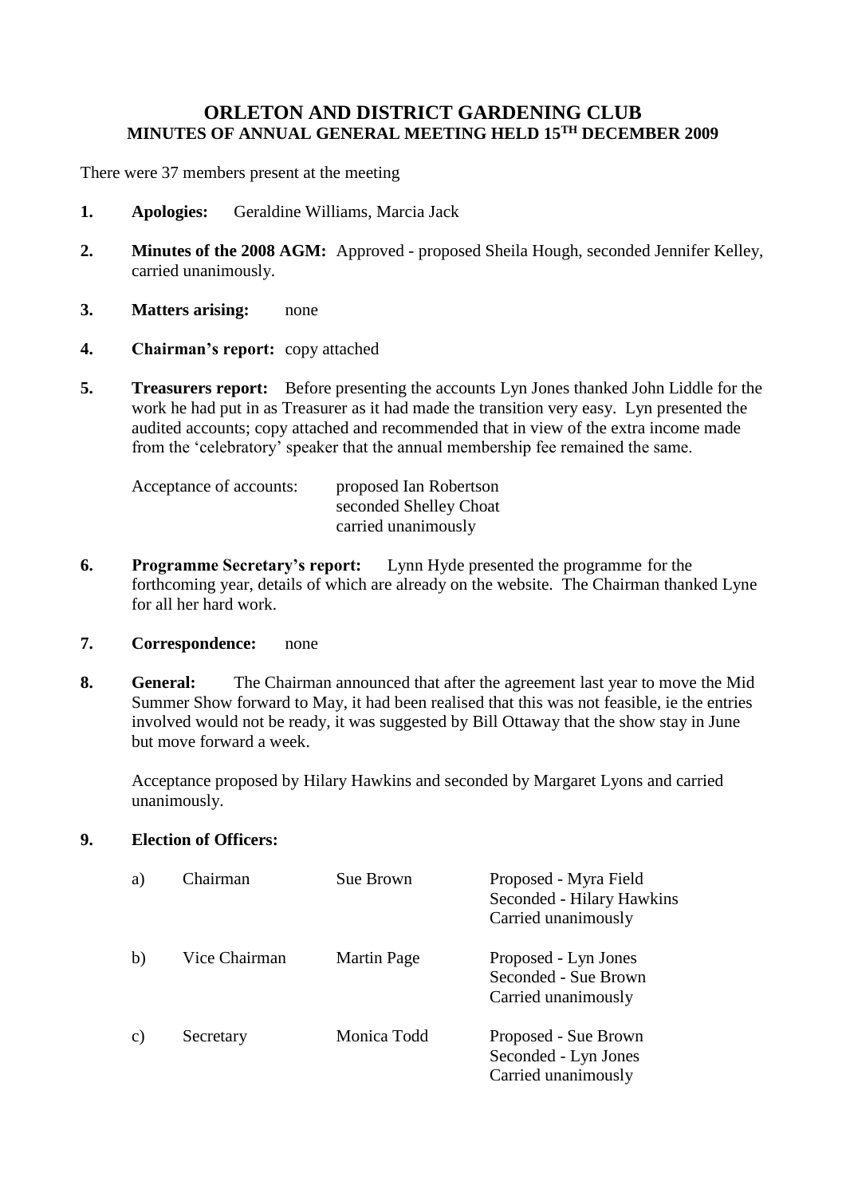# ORLETON AND DISTRICT GARDENING CLUB
## MINUTES OF ANNUAL GENERAL MEETING HELD 15TH DECEMBER 2009

There were 37 members present at the meeting

1. **Apologies:** Geraldine Williams, Marcia Jack

2. **Minutes of the 2008 AGM:** Approved - proposed Sheila Hough, seconded Jennifer Kelley, carried unanimously.

3. **Matters arising:** none

4. **Chairman's report:** copy attached

5. **Treasurers report:** Before presenting the accounts Lyn Jones thanked John Liddle for the work he had put in as Treasurer as it had made the transition very easy. Lyn presented the audited accounts; copy attached and recommended that in view of the extra income made from the 'celebratory' speaker that the annual membership fee remained the same.

   Acceptance of accounts: proposed Ian Robertson
   seconded Shelley Choat
   carried unanimously

6. **Programme Secretary's report:** Lynn Hyde presented the programme for the forthcoming year, details of which are already on the website. The Chairman thanked Lyne for all her hard work.

7. **Correspondence:** none

8. **General:** The Chairman announced that after the agreement last year to move the Mid Summer Show forward to May, it had been realised that this was not feasible, ie the entries involved would not be ready, it was suggested by Bill Ottaway that the show stay in June but move forward a week.

   Acceptance proposed by Hilary Hawkins and seconded by Margaret Lyons and carried unanimously.

9. **Election of Officers:**

| | | | |
|---|---|---|---|
| a) | Chairman | Sue Brown | Proposed - Myra Field<br>Seconded - Hilary Hawkins<br>Carried unanimously |
| b) | Vice Chairman | Martin Page | Proposed - Lyn Jones<br>Seconded - Sue Brown<br>Carried unanimously |
| c) | Secretary | Monica Todd | Proposed - Sue Brown<br>Seconded - Lyn Jones<br>Carried unanimously |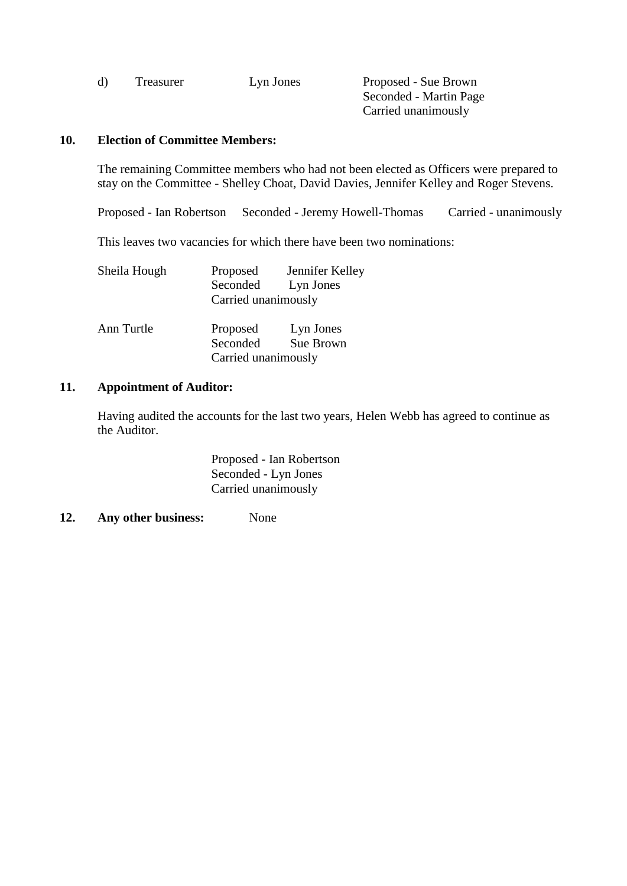d) Treasurer — Lyn Jones — Proposed - Sue Brown
Seconded - Martin Page
Carried unanimously

**10. Election of Committee Members:**

The remaining Committee members who had not been elected as Officers were prepared to stay on the Committee - Shelley Choat, David Davies, Jennifer Kelley and Roger Stevens.

Proposed - Ian Robertson Seconded - Jeremy Howell-Thomas Carried - unanimously

This leaves two vacancies for which there have been two nominations:

Sheila Hough
Proposed Jennifer Kelley
Seconded Lyn Jones
Carried unanimously

Ann Turtle
Proposed Lyn Jones
Seconded Sue Brown
Carried unanimously

**11. Appointment of Auditor:**

Having audited the accounts for the last two years, Helen Webb has agreed to continue as the Auditor.

Proposed - Ian Robertson
Seconded - Lyn Jones
Carried unanimously

**12. Any other business:** None